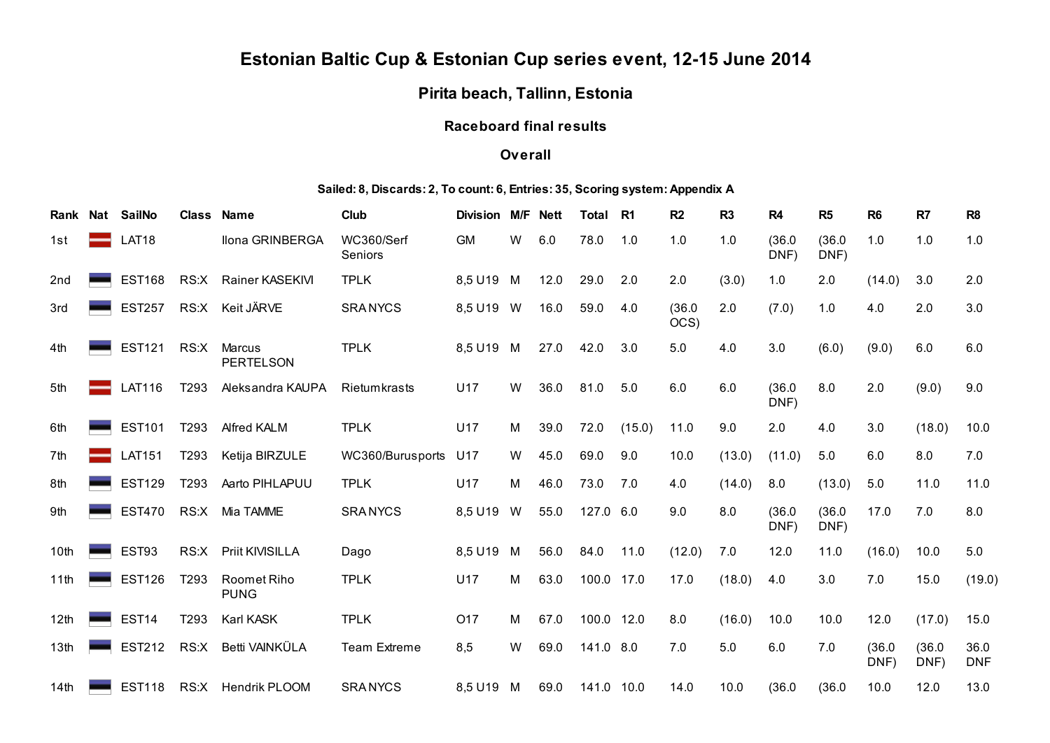# Estonian Baltic Cup & Estonian Cup series event, 12-15 June 2014

## Pirita beach, Tallinn, Estonia

### Raceboard final results

### Overall

**Sailed: 8, Discards: 2, To count: 6, Entries: 35, Scoring system: Appendix A**

| Rank | Nat | SailNo | Class | Name | Club | Division | M/F | Nett | Total | R1 | R2 | R3 | R4 | R5 | R6 | R7 | R8 |
|---|---|---|---|---|---|---|---|---|---|---|---|---|---|---|---|---|---|
| 1st | | LAT18 | | Ilona GRINBERGA | WC360/Serf Seniors | GM | W | 6.0 | 78.0 | 1.0 | 1.0 | 1.0 | (36.0 DNF) | (36.0 DNF) | 1.0 | 1.0 | 1.0 |
| 2nd | | EST168 | RS:X | Rainer KASEKIVI | TPLK | 8,5 U19 | M | 12.0 | 29.0 | 2.0 | 2.0 | (3.0) | 1.0 | 2.0 | (14.0) | 3.0 | 2.0 |
| 3rd | | EST257 | RS:X | Keit JÄRVE | SRA NYCS | 8,5 U19 | W | 16.0 | 59.0 | 4.0 | (36.0 OCS) | 2.0 | (7.0) | 1.0 | 4.0 | 2.0 | 3.0 |
| 4th | | EST121 | RS:X | Marcus PERTELSON | TPLK | 8,5 U19 | M | 27.0 | 42.0 | 3.0 | 5.0 | 4.0 | 3.0 | (6.0) | (9.0) | 6.0 | 6.0 |
| 5th | | LAT116 | T293 | Aleksandra KAUPA | Rietumkrasts | U17 | W | 36.0 | 81.0 | 5.0 | 6.0 | 6.0 | (36.0 DNF) | 8.0 | 2.0 | (9.0) | 9.0 |
| 6th | | EST101 | T293 | Alfred KALM | TPLK | U17 | M | 39.0 | 72.0 | (15.0) | 11.0 | 9.0 | 2.0 | 4.0 | 3.0 | (18.0) | 10.0 |
| 7th | | LAT151 | T293 | Ketija BIRZULE | WC360/Burusports | U17 | W | 45.0 | 69.0 | 9.0 | 10.0 | (13.0) | (11.0) | 5.0 | 6.0 | 8.0 | 7.0 |
| 8th | | EST129 | T293 | Aarto PIHLAPUU | TPLK | U17 | M | 46.0 | 73.0 | 7.0 | 4.0 | (14.0) | 8.0 | (13.0) | 5.0 | 11.0 | 11.0 |
| 9th | | EST470 | RS:X | Mia TAMME | SRA NYCS | 8,5 U19 | W | 55.0 | 127.0 | 6.0 | 9.0 | 8.0 | (36.0 DNF) | (36.0 DNF) | 17.0 | 7.0 | 8.0 |
| 10th | | EST93 | RS:X | Priit KIVISILLA | Dago | 8,5 U19 | M | 56.0 | 84.0 | 11.0 | (12.0) | 7.0 | 12.0 | 11.0 | (16.0) | 10.0 | 5.0 |
| 11th | | EST126 | T293 | Roomet Riho PUNG | TPLK | U17 | M | 63.0 | 100.0 | 17.0 | 17.0 | (18.0) | 4.0 | 3.0 | 7.0 | 15.0 | (19.0) |
| 12th | | EST14 | T293 | Karl KASK | TPLK | O17 | M | 67.0 | 100.0 | 12.0 | 8.0 | (16.0) | 10.0 | 10.0 | 12.0 | (17.0) | 15.0 |
| 13th | | EST212 | RS:X | Betti VAINKÜLA | Team Extreme | 8,5 | W | 69.0 | 141.0 | 8.0 | 7.0 | 5.0 | 6.0 | 7.0 | (36.0 DNF) | (36.0 DNF) | 36.0 DNF |
| 14th | | EST118 | RS:X | Hendrik PLOOM | SRA NYCS | 8,5 U19 | M | 69.0 | 141.0 | 10.0 | 14.0 | 10.0 | (36.0 | (36.0 | 10.0 | 12.0 | 13.0 |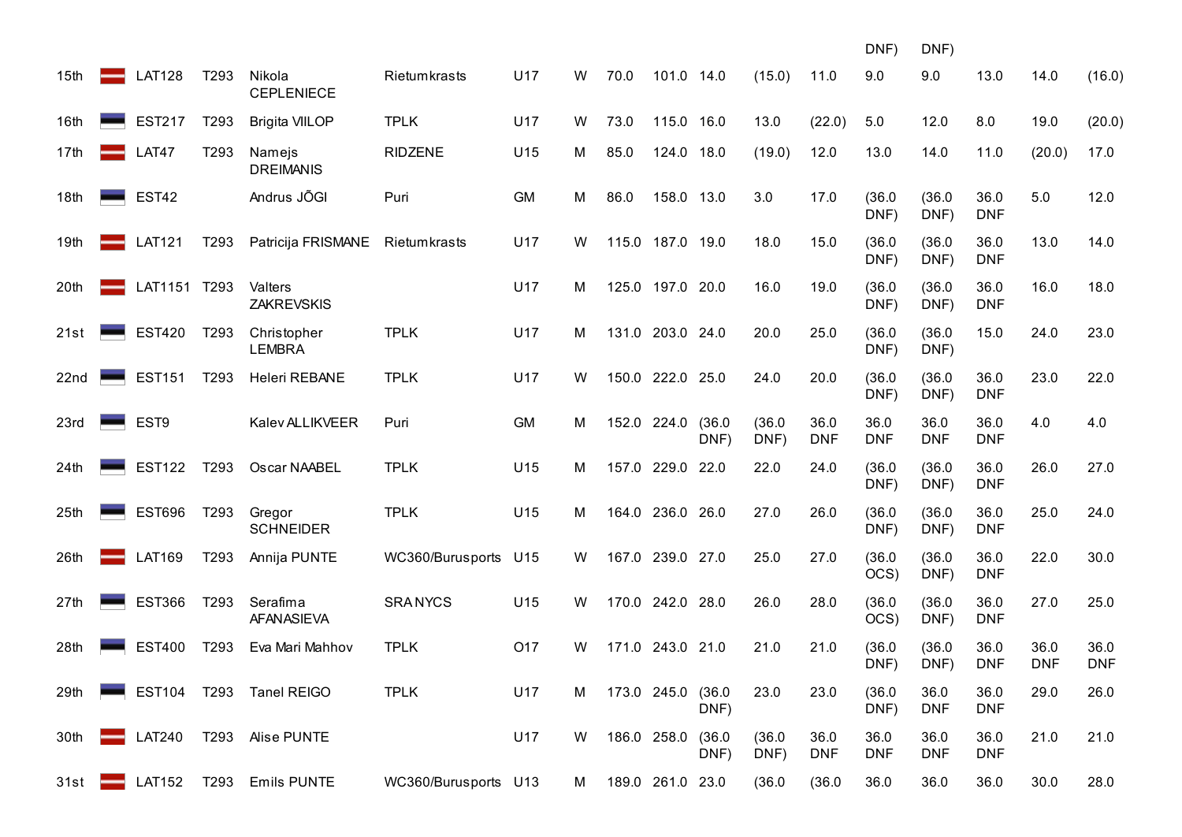| | | | | | | | | | | | | | | | | | | |
|---|---|---|---|---|---|---|---|---|---|---|---|---|---|---|---|---|---|---|
| | | | | | | | | | | | | | DNF) | DNF) | | | |
| 15th | | LAT128 | T293 | Nikola CEPLENIECE | Rietumkrasts | U17 | W | 70.0 | 101.0 | 14.0 | (15.0) | 11.0 | 9.0 | 9.0 | 13.0 | 14.0 | (16.0) |
| 16th | | EST217 | T293 | Brigita VIILOP | TPLK | U17 | W | 73.0 | 115.0 | 16.0 | 13.0 | (22.0) | 5.0 | 12.0 | 8.0 | 19.0 | (20.0) |
| 17th | | LAT47 | T293 | Namejs DREIMANIS | RIDZENE | U15 | M | 85.0 | 124.0 | 18.0 | (19.0) | 12.0 | 13.0 | 14.0 | 11.0 | (20.0) | 17.0 |
| 18th | | EST42 | | Andrus JÕGI | Puri | GM | M | 86.0 | 158.0 | 13.0 | 3.0 | 17.0 | (36.0 DNF) | (36.0 DNF) | 36.0 DNF | 5.0 | 12.0 |
| 19th | | LAT121 | T293 | Patricija FRISMANE | Rietumkrasts | U17 | W | 115.0 | 187.0 | 19.0 | 18.0 | 15.0 | (36.0 DNF) | (36.0 DNF) | 36.0 DNF | 13.0 | 14.0 |
| 20th | | LAT1151 | T293 | Valters ZAKREVSKIS | | U17 | M | 125.0 | 197.0 | 20.0 | 16.0 | 19.0 | (36.0 DNF) | (36.0 DNF) | 36.0 DNF | 16.0 | 18.0 |
| 21st | | EST420 | T293 | Christopher LEMBRA | TPLK | U17 | M | 131.0 | 203.0 | 24.0 | 20.0 | 25.0 | (36.0 DNF) | (36.0 DNF) | 15.0 | 24.0 | 23.0 |
| 22nd | | EST151 | T293 | Heleri REBANE | TPLK | U17 | W | 150.0 | 222.0 | 25.0 | 24.0 | 20.0 | (36.0 DNF) | (36.0 DNF) | 36.0 DNF | 23.0 | 22.0 |
| 23rd | | EST9 | | Kalev ALLIKVEER | Puri | GM | M | 152.0 | 224.0 | (36.0 DNF) | (36.0 DNF) | 36.0 DNF | 36.0 DNF | 36.0 DNF | 36.0 DNF | 4.0 | 4.0 |
| 24th | | EST122 | T293 | Oscar NAABEL | TPLK | U15 | M | 157.0 | 229.0 | 22.0 | 22.0 | 24.0 | (36.0 DNF) | (36.0 DNF) | 36.0 DNF | 26.0 | 27.0 |
| 25th | | EST696 | T293 | Gregor SCHNEIDER | TPLK | U15 | M | 164.0 | 236.0 | 26.0 | 27.0 | 26.0 | (36.0 DNF) | (36.0 DNF) | 36.0 DNF | 25.0 | 24.0 |
| 26th | | LAT169 | T293 | Annija PUNTE | WC360/Burusports | U15 | W | 167.0 | 239.0 | 27.0 | 25.0 | 27.0 | (36.0 OCS) | (36.0 DNF) | 36.0 DNF | 22.0 | 30.0 |
| 27th | | EST366 | T293 | Serafima AFANASIEVA | SRA NYCS | U15 | W | 170.0 | 242.0 | 28.0 | 26.0 | 28.0 | (36.0 OCS) | (36.0 DNF) | 36.0 DNF | 27.0 | 25.0 |
| 28th | | EST400 | T293 | Eva Mari Mahhov | TPLK | O17 | W | 171.0 | 243.0 | 21.0 | 21.0 | 21.0 | (36.0 DNF) | (36.0 DNF) | 36.0 DNF | 36.0 DNF | 36.0 DNF |
| 29th | | EST104 | T293 | Tanel REIGO | TPLK | U17 | M | 173.0 | 245.0 | (36.0 DNF) | 23.0 | 23.0 | (36.0 DNF) | 36.0 DNF | 36.0 DNF | 29.0 | 26.0 |
| 30th | | LAT240 | T293 | Alise PUNTE | | U17 | W | 186.0 | 258.0 | (36.0 DNF) | (36.0 DNF) | 36.0 DNF | 36.0 DNF | 36.0 DNF | 36.0 DNF | 21.0 | 21.0 |
| 31st | | LAT152 | T293 | Emils PUNTE | WC360/Burusports | U13 | M | 189.0 | 261.0 | 23.0 | (36.0 | (36.0 | 36.0 | 36.0 | 36.0 | 30.0 | 28.0 |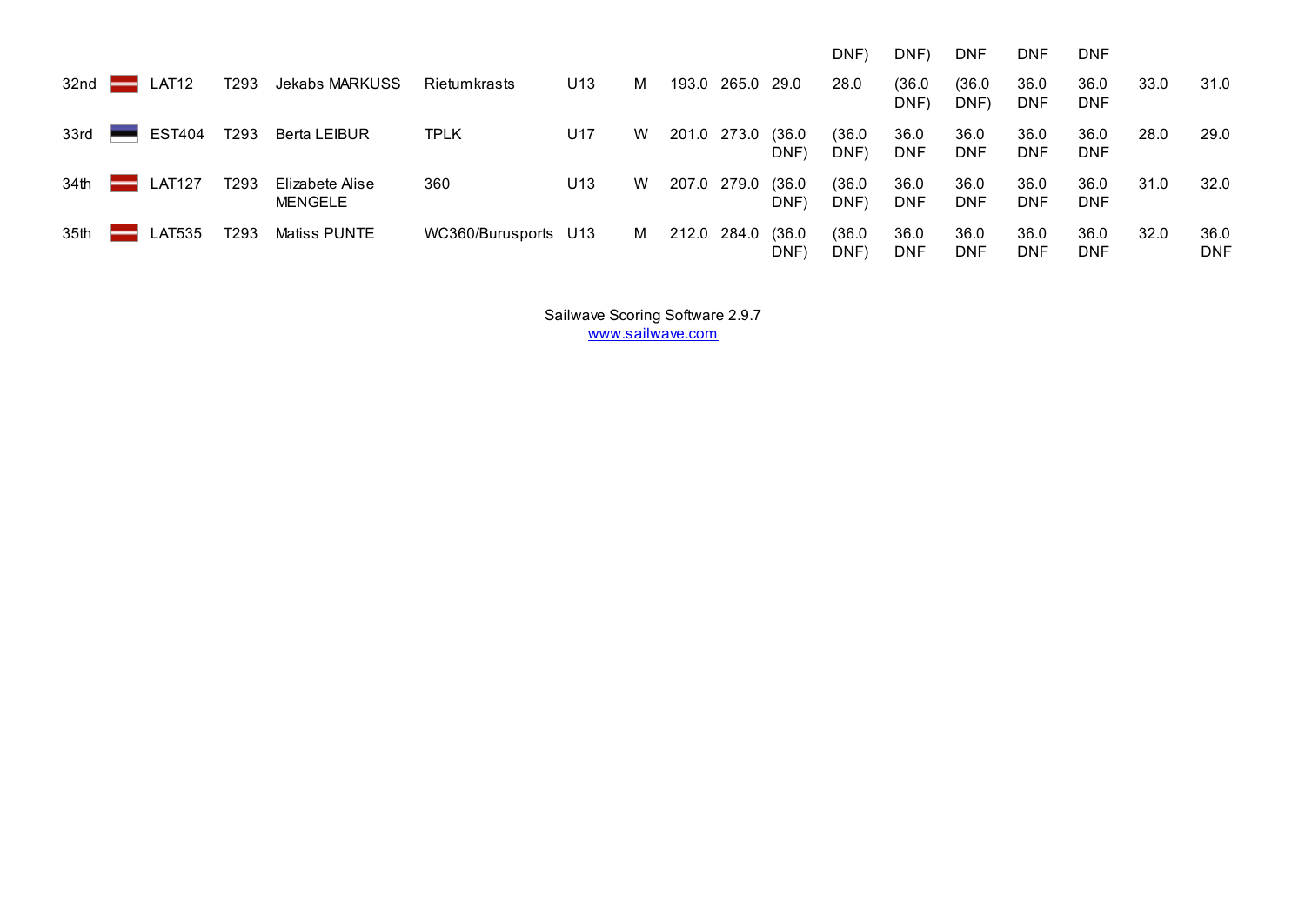| | | | | | | | | | | | | | | | | | | |
|---|---|---|---|---|---|---|---|---|---|---|---|---|---|---|---|---|---|---|
| | | | | | | | | | | | DNF) | DNF) | DNF | DNF | DNF | | |
| 32nd | | LAT12 | T293 | Jekabs MARKUSS | Rietumkrasts | U13 | M | 193.0 | 265.0 | 29.0 | 28.0 | (36.0 DNF) | (36.0 DNF) | 36.0 DNF | 36.0 DNF | 33.0 | 31.0 |
| 33rd | | EST404 | T293 | Berta LEIBUR | TPLK | U17 | W | 201.0 | 273.0 | (36.0 DNF) | (36.0 DNF) | 36.0 DNF | 36.0 DNF | 36.0 DNF | 36.0 DNF | 28.0 | 29.0 |
| 34th | | LAT127 | T293 | Elizabete Alise MENGELE | 360 | U13 | W | 207.0 | 279.0 | (36.0 DNF) | (36.0 DNF) | 36.0 DNF | 36.0 DNF | 36.0 DNF | 36.0 DNF | 31.0 | 32.0 |
| 35th | | LAT535 | T293 | Matiss PUNTE | WC360/Burusports | U13 | M | 212.0 | 284.0 | (36.0 DNF) | (36.0 DNF) | 36.0 DNF | 36.0 DNF | 36.0 DNF | 36.0 DNF | 32.0 | 36.0 DNF |

Sailwave Scoring Software 2.9.7
www.sailwave.com